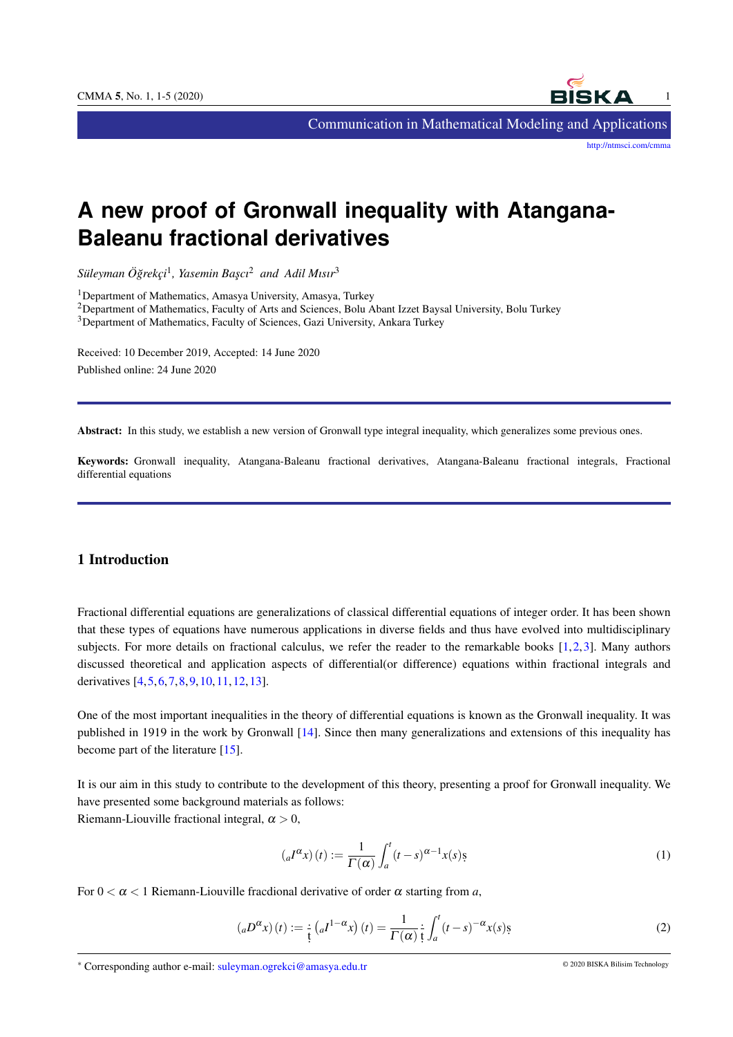# A new proof of Gronwall inequality with Atangana-Baleanu fractional derivatives

*Süleyman Öğrekçi*[1], *Yasemin Başcı*[2] *and Adil Mısır*[3]

[1]Department of Mathematics, Amasya University, Amasya, Turkey
[2]Department of Mathematics, Faculty of Arts and Sciences, Bolu Abant Izzet Baysal University, Bolu Turkey
[3]Department of Mathematics, Faculty of Sciences, Gazi University, Ankara Turkey

Received: 10 December 2019, Accepted: 14 June 2020
Published online: 24 June 2020

---

**Abstract:** In this study, we establish a new version of Gronwall type integral inequality, which generalizes some previous ones.

**Keywords:** Gronwall inequality, Atangana-Baleanu fractional derivatives, Atangana-Baleanu fractional integrals, Fractional differential equations

---

## 1 Introduction

Fractional differential equations are generalizations of classical differential equations of integer order. It has been shown that these types of equations have numerous applications in diverse fields and thus have evolved into multidisciplinary subjects. For more details on fractional calculus, we refer the reader to the remarkable books [1,2,3]. Many authors discussed theoretical and application aspects of differential(or difference) equations within fractional integrals and derivatives [4,5,6,7,8,9,10,11,12,13].

One of the most important inequalities in the theory of differential equations is known as the Gronwall inequality. It was published in 1919 in the work by Gronwall [14]. Since then many generalizations and extensions of this inequality has become part of the literature [15].

It is our aim in this study to contribute to the development of this theory, presenting a proof for Gronwall inequality. We have presented some background materials as follows:
Riemann-Liouville fractional integral, $\alpha > 0$,

$$\left({}_aI^{\alpha}x\right)(t) := \frac{1}{\Gamma(\alpha)}\int_a^t (t-s)^{\alpha-1}x(s)ds \tag{1}$$

For $0 < \alpha < 1$ Riemann-Liouville fracdional derivative of order $\alpha$ starting from $a$,

$$\left({}_aD^{\alpha}x\right)(t) := \frac{d}{dt}\left({}_aI^{1-\alpha}x\right)(t) = \frac{1}{\Gamma(\alpha)}\frac{d}{dt}\int_a^t (t-s)^{-\alpha}x(s)ds \tag{2}$$

* Corresponding author e-mail: suleyman.ogrekci@amasya.edu.tr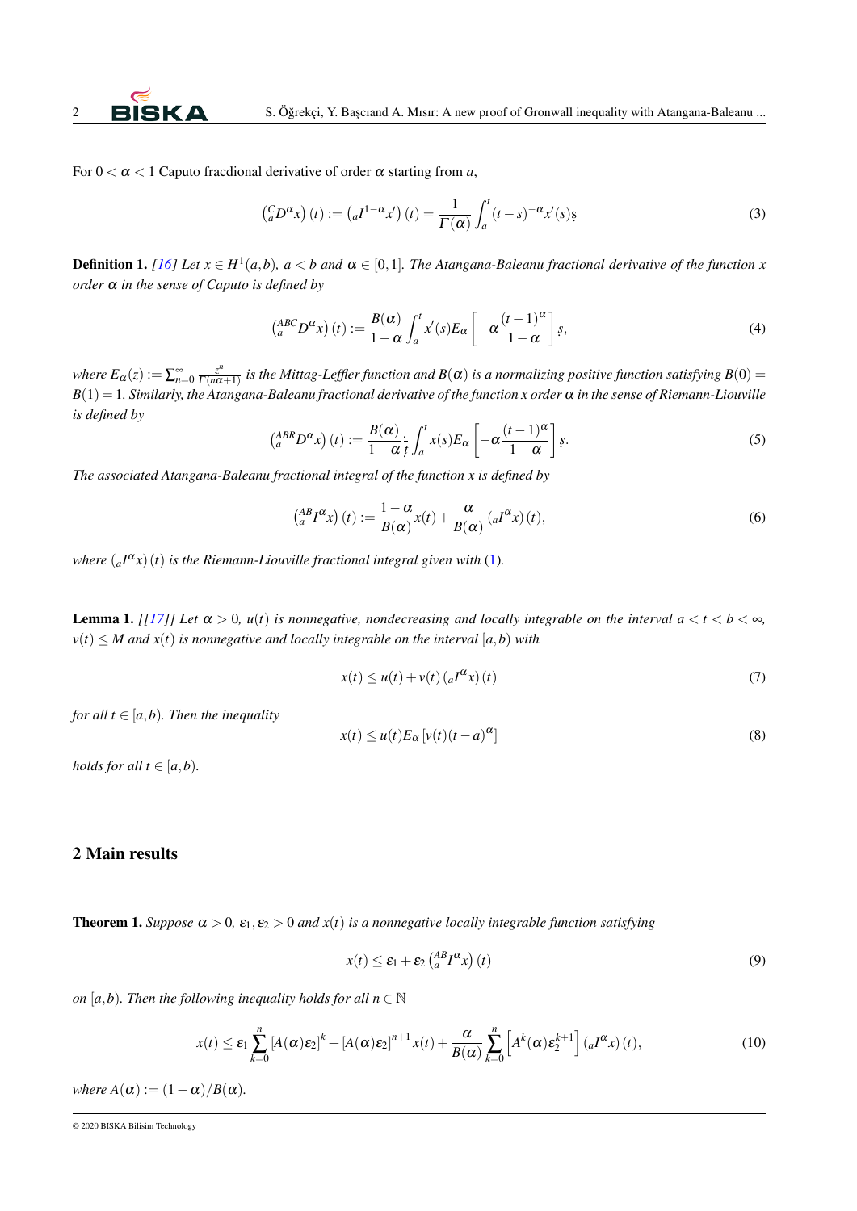For $0 < \alpha < 1$ Caputo fracdional derivative of order $\alpha$ starting from $a$,

$$\left({}_a^C D^\alpha x\right)(t) := \left({}_a I^{1-\alpha} x'\right)(t) = \frac{1}{\Gamma(\alpha)} \int_a^t (t-s)^{-\alpha} x'(s) \d s \tag{3}$$

**Definition 1.** *[16] Let $x \in H^1(a,b)$, $a < b$ and $\alpha \in [0,1]$. The Atangana-Baleanu fractional derivative of the function $x$ order $\alpha$ in the sense of Caputo is defined by*

$$\left({}_a^{ABC} D^\alpha x\right)(t) := \frac{B(\alpha)}{1-\alpha} \int_a^t x'(s) E_\alpha \left[-\alpha \frac{(t-1)^\alpha}{1-\alpha}\right] \d s, \tag{4}$$

*where $E_\alpha(z) := \sum_{n=0}^\infty \frac{z^n}{\Gamma(n\alpha+1)}$ is the Mittag-Leffler function and $B(\alpha)$ is a normalizing positive function satisfying $B(0) = B(1) = 1$. Similarly, the Atangana-Baleanu fractional derivative of the function $x$ order $\alpha$ in the sense of Riemann-Liouville is defined by*

$$\left({}_a^{ABR} D^\alpha x\right)(t) := \frac{B(\alpha)}{1-\alpha} \frac{\d}{\d t} \int_a^t x(s) E_\alpha \left[-\alpha \frac{(t-1)^\alpha}{1-\alpha}\right] \d s. \tag{5}$$

*The associated Atangana-Baleanu fractional integral of the function $x$ is defined by*

$$\left({}_a^{AB} I^\alpha x\right)(t) := \frac{1-\alpha}{B(\alpha)} x(t) + \frac{\alpha}{B(\alpha)} \left({}_a I^\alpha x\right)(t), \tag{6}$$

*where $\left({}_a I^\alpha x\right)(t)$ is the Riemann-Liouville fractional integral given with (1).*

**Lemma 1.** *[[17]] Let $\alpha > 0$, $u(t)$ is nonnegative, nondecreasing and locally integrable on the interval $a < t < b < \infty$, $v(t) \leq M$ and $x(t)$ is nonnegative and locally integrable on the interval $[a,b)$ with*

$$x(t) \leq u(t) + v(t) \left({}_a I^\alpha x\right)(t) \tag{7}$$

*for all $t \in [a,b)$. Then the inequality*

$$x(t) \leq u(t) E_\alpha \left[v(t)(t-a)^\alpha\right] \tag{8}$$

*holds for all $t \in [a,b)$.*

## 2 Main results

**Theorem 1.** *Suppose $\alpha > 0$, $\varepsilon_1, \varepsilon_2 > 0$ and $x(t)$ is a nonnegative locally integrable function satisfying*

$$x(t) \leq \varepsilon_1 + \varepsilon_2 \left({}_a^{AB} I^\alpha x\right)(t) \tag{9}$$

*on $[a,b)$. Then the following inequality holds for all $n \in \mathbb{N}$*

$$x(t) \leq \varepsilon_1 \sum_{k=0}^{n} \left[A(\alpha)\varepsilon_2\right]^k + \left[A(\alpha)\varepsilon_2\right]^{n+1} x(t) + \frac{\alpha}{B(\alpha)} \sum_{k=0}^{n} \left[A^k(\alpha)\varepsilon_2^{k+1}\right] \left({}_a I^\alpha x\right)(t), \tag{10}$$

*where $A(\alpha) := (1-\alpha)/B(\alpha)$.*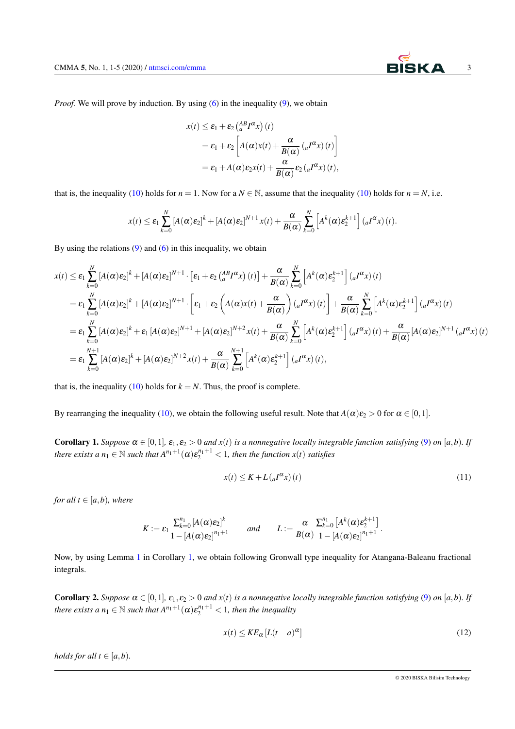*Proof.* We will prove by induction. By using (6) in the inequality (9), we obtain

$$
\begin{aligned}
x(t) &\leq \varepsilon_1 + \varepsilon_2 \left( {}_{a}^{AB}I^{\alpha} x \right)(t) \\
&= \varepsilon_1 + \varepsilon_2 \left[ A(\alpha)x(t) + \frac{\alpha}{B(\alpha)} \left( {}_{a}I^{\alpha} x \right)(t) \right] \\
&= \varepsilon_1 + A(\alpha)\varepsilon_2 x(t) + \frac{\alpha}{B(\alpha)} \varepsilon_2 \left( {}_{a}I^{\alpha} x \right)(t),
\end{aligned}
$$

that is, the inequality (10) holds for $n = 1$. Now for a $N \in \mathbb{N}$, assume that the inequality (10) holds for $n = N$, i.e.

$$
x(t) \leq \varepsilon_1 \sum_{k=0}^{N} [A(\alpha)\varepsilon_2]^k + [A(\alpha)\varepsilon_2]^{N+1} x(t) + \frac{\alpha}{B(\alpha)} \sum_{k=0}^{N} \left[ A^k(\alpha)\varepsilon_2^{k+1} \right] \left( {}_{a}I^{\alpha} x \right)(t).
$$

By using the relations (9) and (6) in this inequality, we obtain

$$
\begin{aligned}
x(t) &\leq \varepsilon_1 \sum_{k=0}^{N} [A(\alpha)\varepsilon_2]^k + [A(\alpha)\varepsilon_2]^{N+1} \cdot \left[ \varepsilon_1 + \varepsilon_2 \left( {}_{a}^{AB}I^{\alpha} x \right)(t) \right] + \frac{\alpha}{B(\alpha)} \sum_{k=0}^{N} \left[ A^k(\alpha)\varepsilon_2^{k+1} \right] \left( {}_{a}I^{\alpha} x \right)(t) \\
&= \varepsilon_1 \sum_{k=0}^{N} [A(\alpha)\varepsilon_2]^k + [A(\alpha)\varepsilon_2]^{N+1} \cdot \left[ \varepsilon_1 + \varepsilon_2 \left( A(\alpha)x(t) + \frac{\alpha}{B(\alpha)} \right) \left( {}_{a}I^{\alpha} x \right)(t) \right] + \frac{\alpha}{B(\alpha)} \sum_{k=0}^{N} \left[ A^k(\alpha)\varepsilon_2^{k+1} \right] \left( {}_{a}I^{\alpha} x \right)(t) \\
&= \varepsilon_1 \sum_{k=0}^{N} [A(\alpha)\varepsilon_2]^k + \varepsilon_1 [A(\alpha)\varepsilon_2]^{N+1} + [A(\alpha)\varepsilon_2]^{N+2} x(t) + \frac{\alpha}{B(\alpha)} \sum_{k=0}^{N} \left[ A^k(\alpha)\varepsilon_2^{k+1} \right] \left( {}_{a}I^{\alpha} x \right)(t) + \frac{\alpha}{B(\alpha)} [A(\alpha)\varepsilon_2]^{N+1} \left( {}_{a}I^{\alpha} x \right)(t) \\
&= \varepsilon_1 \sum_{k=0}^{N+1} [A(\alpha)\varepsilon_2]^k + [A(\alpha)\varepsilon_2]^{N+2} x(t) + \frac{\alpha}{B(\alpha)} \sum_{k=0}^{N+1} \left[ A^k(\alpha)\varepsilon_2^{k+1} \right] \left( {}_{a}I^{\alpha} x \right)(t),
\end{aligned}
$$

that is, the inequality (10) holds for $k = N$. Thus, the proof is complete.

By rearranging the inequality (10), we obtain the following useful result. Note that $A(\alpha)\varepsilon_2 > 0$ for $\alpha \in [0, 1]$.

**Corollary 1.** *Suppose $\alpha \in [0, 1]$, $\varepsilon_1, \varepsilon_2 > 0$ and $x(t)$ is a nonnegative locally integrable function satisfying (9) on $[a, b)$. If there exists a $n_1 \in \mathbb{N}$ such that $A^{n_1+1}(\alpha)\varepsilon_2^{n_1+1} < 1$, then the function $x(t)$ satisfies*

$$
x(t) \leq K + L \left( {}_{a}I^{\alpha} x \right)(t) \tag{11}
$$

*for all $t \in [a, b)$, where*

$$
K := \varepsilon_1 \frac{\sum_{k=0}^{n_1} [A(\alpha)\varepsilon_2]^k}{1 - [A(\alpha)\varepsilon_2]^{n_1+1}} \qquad \text{and} \qquad L := \frac{\alpha}{B(\alpha)} \frac{\sum_{k=0}^{n_1} \left[ A^k(\alpha)\varepsilon_2^{k+1} \right]}{1 - [A(\alpha)\varepsilon_2]^{n_1+1}}.
$$

Now, by using Lemma 1 in Corollary 1, we obtain following Gronwall type inequality for Atangana-Baleanu fractional integrals.

**Corollary 2.** *Suppose $\alpha \in [0, 1]$, $\varepsilon_1, \varepsilon_2 > 0$ and $x(t)$ is a nonnegative locally integrable function satisfying (9) on $[a, b)$. If there exists a $n_1 \in \mathbb{N}$ such that $A^{n_1+1}(\alpha)\varepsilon_2^{n_1+1} < 1$, then the inequality*

$$
x(t) \leq K E_{\alpha} \left[ L (t-a)^{\alpha} \right] \tag{12}
$$

*holds for all $t \in [a, b)$.*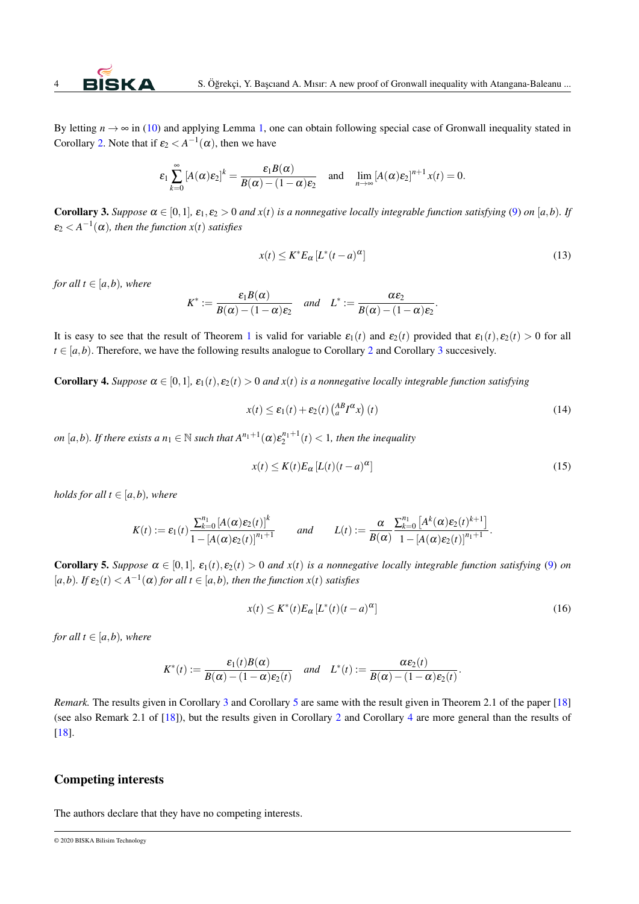By letting $n \to \infty$ in (10) and applying Lemma 1, one can obtain following special case of Gronwall inequality stated in Corollary 2. Note that if $\varepsilon_2 < A^{-1}(\alpha)$, then we have

$$\varepsilon_1 \sum_{k=0}^{\infty} [A(\alpha)\varepsilon_2]^k = \frac{\varepsilon_1 B(\alpha)}{B(\alpha) - (1-\alpha)\varepsilon_2} \quad \text{and} \quad \lim_{n\to\infty} [A(\alpha)\varepsilon_2]^{n+1} x(t) = 0.$$

**Corollary 3.** *Suppose $\alpha \in [0,1]$, $\varepsilon_1, \varepsilon_2 > 0$ and $x(t)$ is a nonnegative locally integrable function satisfying (9) on $[a,b)$. If $\varepsilon_2 < A^{-1}(\alpha)$, then the function $x(t)$ satisfies*

$$x(t) \le K^* E_\alpha \left[ L^* (t-a)^\alpha \right] \tag{13}$$

*for all $t \in [a,b)$, where*

$$K^* := \frac{\varepsilon_1 B(\alpha)}{B(\alpha) - (1-\alpha)\varepsilon_2} \quad \text{and} \quad L^* := \frac{\alpha \varepsilon_2}{B(\alpha) - (1-\alpha)\varepsilon_2}.$$

It is easy to see that the result of Theorem 1 is valid for variable $\varepsilon_1(t)$ and $\varepsilon_2(t)$ provided that $\varepsilon_1(t), \varepsilon_2(t) > 0$ for all $t \in [a,b)$. Therefore, we have the following results analogue to Corollary 2 and Corollary 3 succesively.

**Corollary 4.** *Suppose $\alpha \in [0,1]$, $\varepsilon_1(t), \varepsilon_2(t) > 0$ and $x(t)$ is a nonnegative locally integrable function satisfying*

$$x(t) \le \varepsilon_1(t) + \varepsilon_2(t) \left( {}_a^{AB}I^\alpha x \right)(t) \tag{14}$$

*on $[a,b)$. If there exists a $n_1 \in \mathbb{N}$ such that $A^{n_1+1}(\alpha)\varepsilon_2^{n_1+1}(t) < 1$, then the inequality*

$$x(t) \le K(t) E_\alpha \left[ L(t)(t-a)^\alpha \right] \tag{15}$$

*holds for all $t \in [a,b)$, where*

$$K(t) := \varepsilon_1(t) \frac{\sum_{k=0}^{n_1} [A(\alpha)\varepsilon_2(t)]^k}{1 - [A(\alpha)\varepsilon_2(t)]^{n_1+1}} \qquad \text{and} \qquad L(t) := \frac{\alpha}{B(\alpha)} \frac{\sum_{k=0}^{n_1} \left[ A^k(\alpha)\varepsilon_2(t)^{k+1} \right]}{1 - [A(\alpha)\varepsilon_2(t)]^{n_1+1}}.$$

**Corollary 5.** *Suppose $\alpha \in [0,1]$, $\varepsilon_1(t), \varepsilon_2(t) > 0$ and $x(t)$ is a nonnegative locally integrable function satisfying (9) on $[a,b)$. If $\varepsilon_2(t) < A^{-1}(\alpha)$ for all $t \in [a,b)$, then the function $x(t)$ satisfies*

$$x(t) \le K^*(t) E_\alpha \left[ L^*(t)(t-a)^\alpha \right] \tag{16}$$

*for all $t \in [a,b)$, where*

$$K^*(t) := \frac{\varepsilon_1(t) B(\alpha)}{B(\alpha) - (1-\alpha)\varepsilon_2(t)} \quad \text{and} \quad L^*(t) := \frac{\alpha \varepsilon_2(t)}{B(\alpha) - (1-\alpha)\varepsilon_2(t)}.$$

*Remark.* The results given in Corollary 3 and Corollary 5 are same with the result given in Theorem 2.1 of the paper [18] (see also Remark 2.1 of [18]), but the results given in Corollary 2 and Corollary 4 are more general than the results of [18].

## Competing interests

The authors declare that they have no competing interests.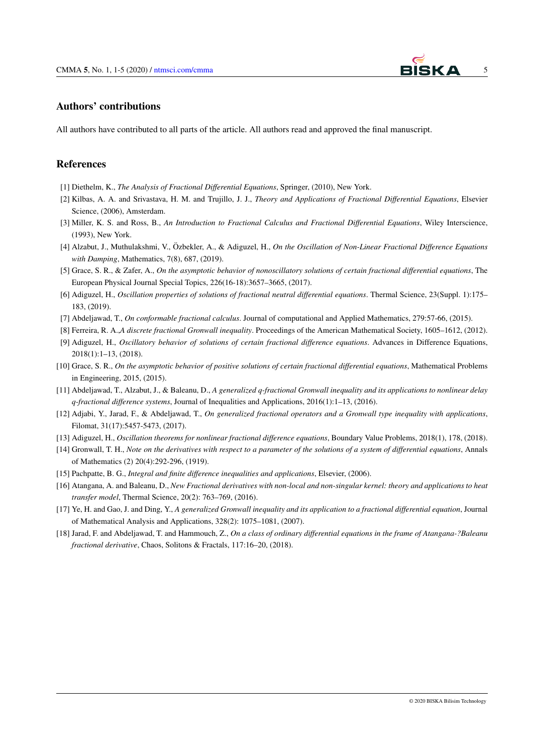## Authors' contributions

All authors have contributed to all parts of the article. All authors read and approved the final manuscript.

## References

[1] Diethelm, K., *The Analysis of Fractional Differential Equations*, Springer, (2010), New York.

[2] Kilbas, A. A. and Srivastava, H. M. and Trujillo, J. J., *Theory and Applications of Fractional Differential Equations*, Elsevier Science, (2006), Amsterdam.

[3] Miller, K. S. and Ross, B., *An Introduction to Fractional Calculus and Fractional Differential Equations*, Wiley Interscience, (1993), New York.

[4] Alzabut, J., Muthulakshmi, V., Özbekler, A., & Adiguzel, H., *On the Oscillation of Non-Linear Fractional Difference Equations with Damping*, Mathematics, 7(8), 687, (2019).

[5] Grace, S. R., & Zafer, A., *On the asymptotic behavior of nonoscillatory solutions of certain fractional differential equations*, The European Physical Journal Special Topics, 226(16-18):3657–3665, (2017).

[6] Adiguzel, H., *Oscillation properties of solutions of fractional neutral differential equations*. Thermal Science, 23(Suppl. 1):175–183, (2019).

[7] Abdeljawad, T., *On conformable fractional calculus*. Journal of computational and Applied Mathematics, 279:57-66, (2015).

[8] Ferreira, R. A.,*A discrete fractional Gronwall inequality*. Proceedings of the American Mathematical Society, 1605–1612, (2012).

[9] Adiguzel, H., *Oscillatory behavior of solutions of certain fractional difference equations*. Advances in Difference Equations, 2018(1):1–13, (2018).

[10] Grace, S. R., *On the asymptotic behavior of positive solutions of certain fractional differential equations*, Mathematical Problems in Engineering, 2015, (2015).

[11] Abdeljawad, T., Alzabut, J., & Baleanu, D., *A generalized q-fractional Gronwall inequality and its applications to nonlinear delay q-fractional difference systems*, Journal of Inequalities and Applications, 2016(1):1–13, (2016).

[12] Adjabi, Y., Jarad, F., & Abdeljawad, T., *On generalized fractional operators and a Gronwall type inequality with applications*, Filomat, 31(17):5457-5473, (2017).

[13] Adiguzel, H., *Oscillation theorems for nonlinear fractional difference equations*, Boundary Value Problems, 2018(1), 178, (2018).

[14] Gronwall, T. H., *Note on the derivatives with respect to a parameter of the solutions of a system of differential equations*, Annals of Mathematics (2) 20(4):292-296, (1919).

[15] Pachpatte, B. G., *Integral and finite difference inequalities and applications*, Elsevier, (2006).

[16] Atangana, A. and Baleanu, D., *New Fractional derivatives with non-local and non-singular kernel: theory and applications to heat transfer model*, Thermal Science, 20(2): 763–769, (2016).

[17] Ye, H. and Gao, J. and Ding, Y., *A generalized Gronwall inequality and its application to a fractional differential equation*, Journal of Mathematical Analysis and Applications, 328(2): 1075–1081, (2007).

[18] Jarad, F. and Abdeljawad, T. and Hammouch, Z., *On a class of ordinary differential equations in the frame of Atangana-?Baleanu fractional derivative*, Chaos, Solitons & Fractals, 117:16–20, (2018).